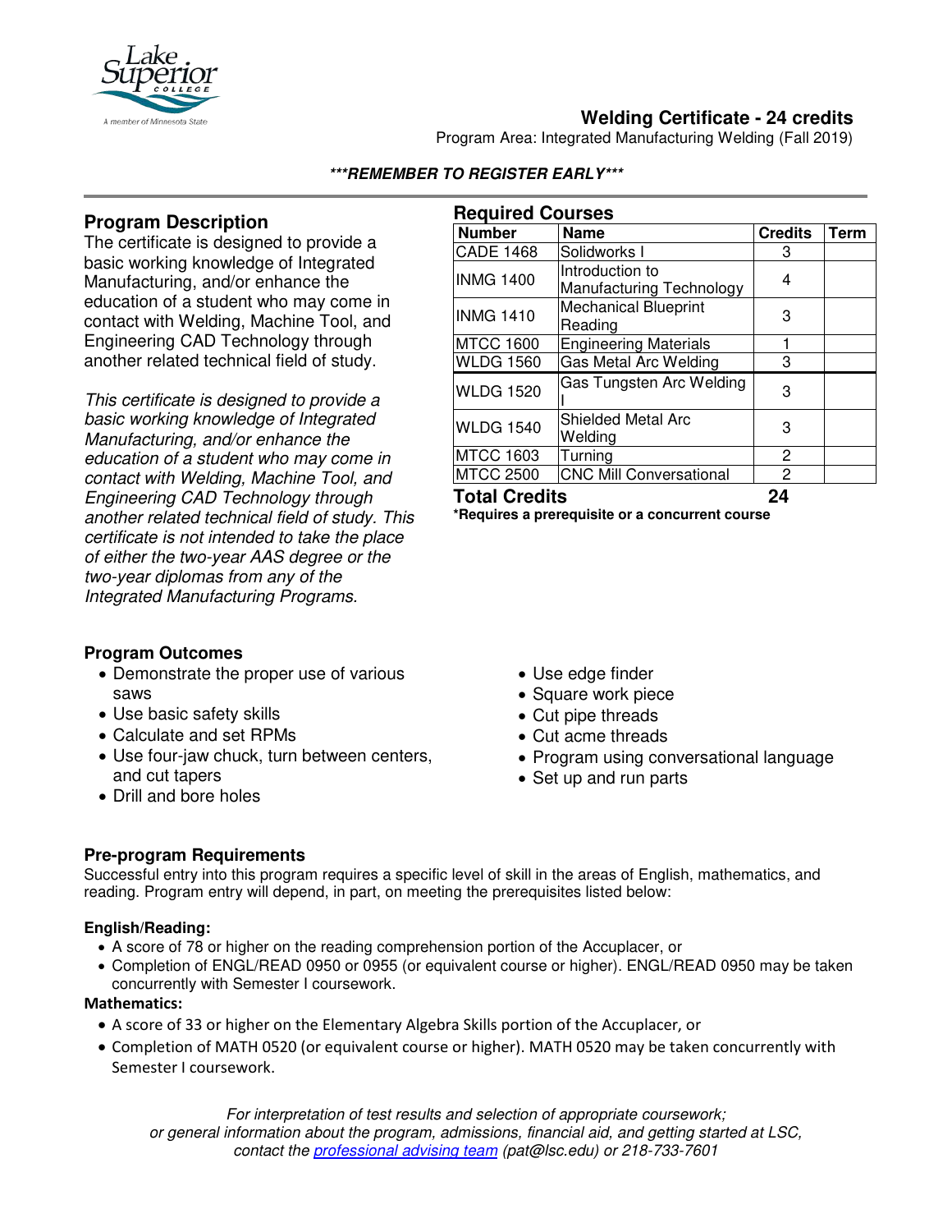# Welding Certificate - 24 credits

Program Area: Integrated Manufacturing Welding (Fall 2019)

***REMEMBER TO REGISTER EARLY***

## Program Description

The certificate is designed to provide a basic working knowledge of Integrated Manufacturing, and/or enhance the education of a student who may come in contact with Welding, Machine Tool, and Engineering CAD Technology through another related technical field of study.

*This certificate is designed to provide a basic working knowledge of Integrated Manufacturing, and/or enhance the education of a student who may come in contact with Welding, Machine Tool, and Engineering CAD Technology through another related technical field of study. This certificate is not intended to take the place of either the two-year AAS degree or the two-year diplomas from any of the Integrated Manufacturing Programs.*

## Required Courses

| Number | Name | Credits | Term |
|---|---|---|---|
| CADE 1468 | Solidworks I | 3 | |
| INMG 1400 | Introduction to Manufacturing Technology | 4 | |
| INMG 1410 | Mechanical Blueprint Reading | 3 | |
| MTCC 1600 | Engineering Materials | 1 | |
| WLDG 1560 | Gas Metal Arc Welding | 3 | |
| WLDG 1520 | Gas Tungsten Arc Welding I | 3 | |
| WLDG 1540 | Shielded Metal Arc Welding | 3 | |
| MTCC 1603 | Turning | 2 | |
| MTCC 2500 | CNC Mill Conversational | 2 | |
| **Total Credits** | | **24** | |

**\*Requires a prerequisite or a concurrent course**

## Program Outcomes

- Demonstrate the proper use of various saws
- Use basic safety skills
- Calculate and set RPMs
- Use four-jaw chuck, turn between centers, and cut tapers
- Drill and bore holes
- Use edge finder
- Square work piece
- Cut pipe threads
- Cut acme threads
- Program using conversational language
- Set up and run parts

## Pre-program Requirements

Successful entry into this program requires a specific level of skill in the areas of English, mathematics, and reading. Program entry will depend, in part, on meeting the prerequisites listed below:

**English/Reading:**

- A score of 78 or higher on the reading comprehension portion of the Accuplacer, or
- Completion of ENGL/READ 0950 or 0955 (or equivalent course or higher). ENGL/READ 0950 may be taken concurrently with Semester I coursework.

**Mathematics:**

- A score of 33 or higher on the Elementary Algebra Skills portion of the Accuplacer, or
- Completion of MATH 0520 (or equivalent course or higher). MATH 0520 may be taken concurrently with Semester I coursework.

*For interpretation of test results and selection of appropriate coursework; or general information about the program, admissions, financial aid, and getting started at LSC, contact the professional advising team (pat@lsc.edu) or 218-733-7601*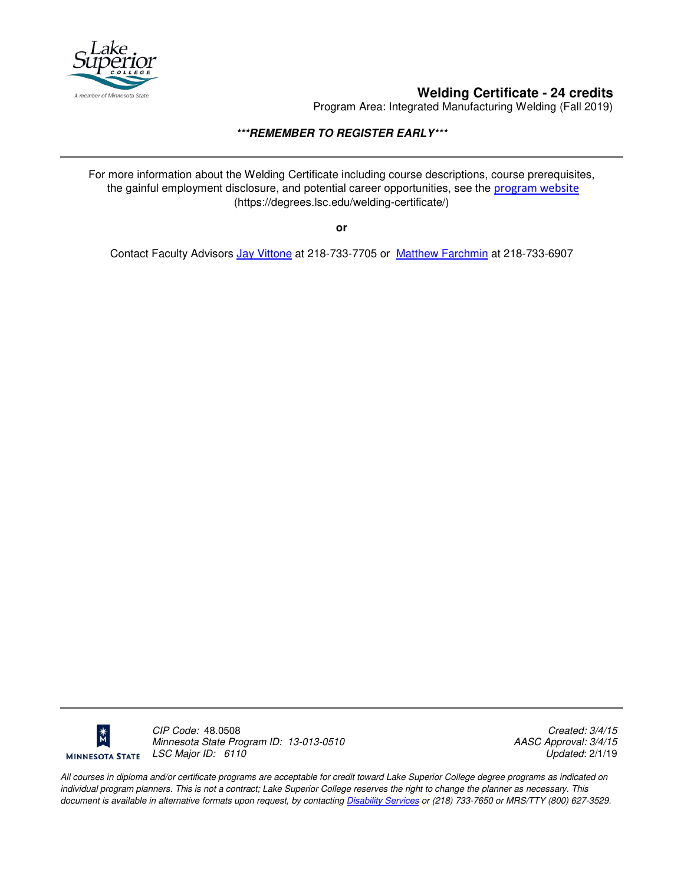## Welding Certificate - 24 credits

Program Area: Integrated Manufacturing Welding (Fall 2019)

***REMEMBER TO REGISTER EARLY***

For more information about the Welding Certificate including course descriptions, course prerequisites, the gainful employment disclosure, and potential career opportunities, see the program website (https://degrees.lsc.edu/welding-certificate/)

**or**

Contact Faculty Advisors Jay Vittone at 218-733-7705 or Matthew Farchmin at 218-733-6907

*CIP Code:* 48.0508
*Minnesota State Program ID: 13-013-0510*
*LSC Major ID: 6110*

*Created: 3/4/15*
*AASC Approval: 3/4/15*
*Updated*: 2/1/19

*All courses in diploma and/or certificate programs are acceptable for credit toward Lake Superior College degree programs as indicated on individual program planners. This is not a contract; Lake Superior College reserves the right to change the planner as necessary. This document is available in alternative formats upon request, by contacting Disability Services or (218) 733-7650 or MRS/TTY (800) 627-3529.*